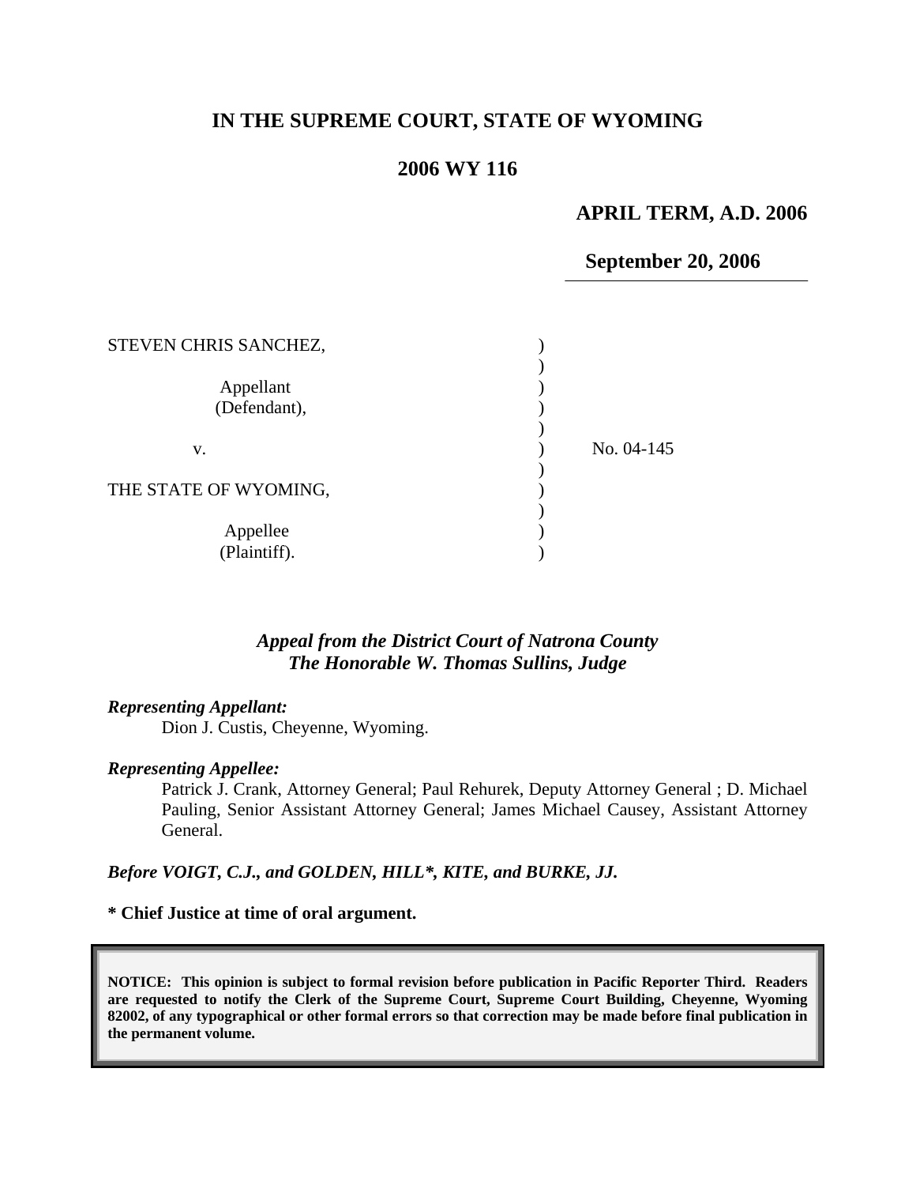# IN THE SUPREME COURT, STATE OF WYOMING

## 2006 WY 116

**APRIL TERM, A.D. 2006**

**September 20, 2006**

| | | |
|---|---|---|
| STEVEN CHRIS SANCHEZ, | ) | |
| | ) | |
| Appellant | ) | |
| (Defendant), | ) | |
| | ) | |
| v. | ) | No. 04-145 |
| | ) | |
| THE STATE OF WYOMING, | ) | |
| | ) | |
| Appellee | ) | |
| (Plaintiff). | ) | |

***Appeal from the District Court of Natrona County***
***The Honorable W. Thomas Sullins, Judge***

***Representing Appellant:***

Dion J. Custis, Cheyenne, Wyoming.

***Representing Appellee:***

Patrick J. Crank, Attorney General; Paul Rehurek, Deputy Attorney General ; D. Michael Pauling, Senior Assistant Attorney General; James Michael Causey, Assistant Attorney General.

***Before VOIGT, C.J., and GOLDEN, HILL\*, KITE, and BURKE, JJ.***

**\* Chief Justice at time of oral argument.**

**NOTICE: This opinion is subject to formal revision before publication in Pacific Reporter Third. Readers are requested to notify the Clerk of the Supreme Court, Supreme Court Building, Cheyenne, Wyoming 82002, of any typographical or other formal errors so that correction may be made before final publication in the permanent volume.**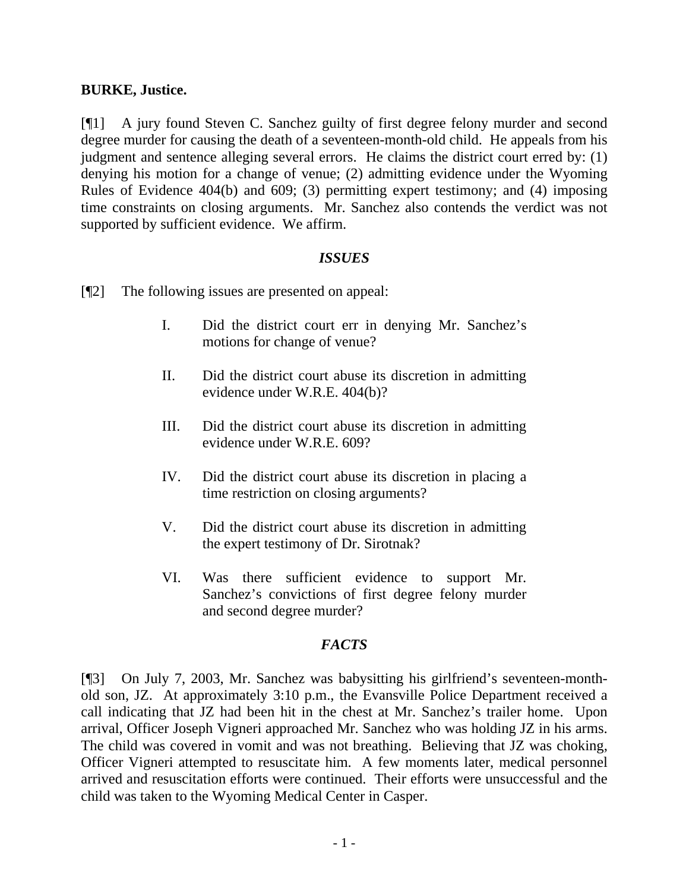**BURKE, Justice.**

[¶1] A jury found Steven C. Sanchez guilty of first degree felony murder and second degree murder for causing the death of a seventeen-month-old child. He appeals from his judgment and sentence alleging several errors. He claims the district court erred by: (1) denying his motion for a change of venue; (2) admitting evidence under the Wyoming Rules of Evidence 404(b) and 609; (3) permitting expert testimony; and (4) imposing time constraints on closing arguments. Mr. Sanchez also contends the verdict was not supported by sufficient evidence. We affirm.

### *ISSUES*

[¶2] The following issues are presented on appeal:

> I. Did the district court err in denying Mr. Sanchez's motions for change of venue?
>
> II. Did the district court abuse its discretion in admitting evidence under W.R.E. 404(b)?
>
> III. Did the district court abuse its discretion in admitting evidence under W.R.E. 609?
>
> IV. Did the district court abuse its discretion in placing a time restriction on closing arguments?
>
> V. Did the district court abuse its discretion in admitting the expert testimony of Dr. Sirotnak?
>
> VI. Was there sufficient evidence to support Mr. Sanchez's convictions of first degree felony murder and second degree murder?

### *FACTS*

[¶3] On July 7, 2003, Mr. Sanchez was babysitting his girlfriend's seventeen-month-old son, JZ. At approximately 3:10 p.m., the Evansville Police Department received a call indicating that JZ had been hit in the chest at Mr. Sanchez's trailer home. Upon arrival, Officer Joseph Vigneri approached Mr. Sanchez who was holding JZ in his arms. The child was covered in vomit and was not breathing. Believing that JZ was choking, Officer Vigneri attempted to resuscitate him. A few moments later, medical personnel arrived and resuscitation efforts were continued. Their efforts were unsuccessful and the child was taken to the Wyoming Medical Center in Casper.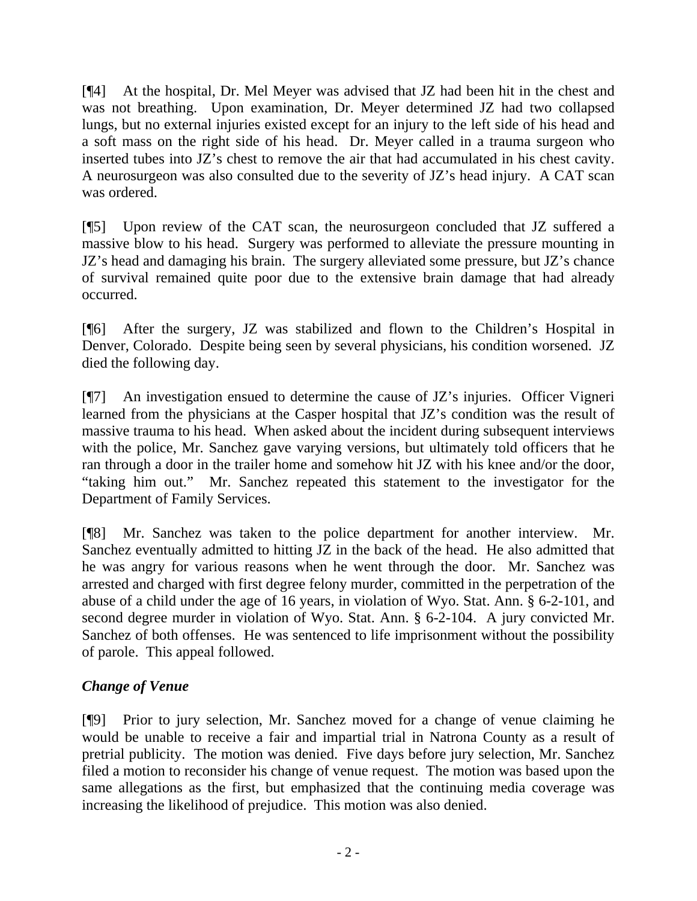[¶4] At the hospital, Dr. Mel Meyer was advised that JZ had been hit in the chest and was not breathing. Upon examination, Dr. Meyer determined JZ had two collapsed lungs, but no external injuries existed except for an injury to the left side of his head and a soft mass on the right side of his head. Dr. Meyer called in a trauma surgeon who inserted tubes into JZ's chest to remove the air that had accumulated in his chest cavity. A neurosurgeon was also consulted due to the severity of JZ's head injury. A CAT scan was ordered.

[¶5] Upon review of the CAT scan, the neurosurgeon concluded that JZ suffered a massive blow to his head. Surgery was performed to alleviate the pressure mounting in JZ's head and damaging his brain. The surgery alleviated some pressure, but JZ's chance of survival remained quite poor due to the extensive brain damage that had already occurred.

[¶6] After the surgery, JZ was stabilized and flown to the Children's Hospital in Denver, Colorado. Despite being seen by several physicians, his condition worsened. JZ died the following day.

[¶7] An investigation ensued to determine the cause of JZ's injuries. Officer Vigneri learned from the physicians at the Casper hospital that JZ's condition was the result of massive trauma to his head. When asked about the incident during subsequent interviews with the police, Mr. Sanchez gave varying versions, but ultimately told officers that he ran through a door in the trailer home and somehow hit JZ with his knee and/or the door, "taking him out." Mr. Sanchez repeated this statement to the investigator for the Department of Family Services.

[¶8] Mr. Sanchez was taken to the police department for another interview. Mr. Sanchez eventually admitted to hitting JZ in the back of the head. He also admitted that he was angry for various reasons when he went through the door. Mr. Sanchez was arrested and charged with first degree felony murder, committed in the perpetration of the abuse of a child under the age of 16 years, in violation of Wyo. Stat. Ann. § 6-2-101, and second degree murder in violation of Wyo. Stat. Ann. § 6-2-104. A jury convicted Mr. Sanchez of both offenses. He was sentenced to life imprisonment without the possibility of parole. This appeal followed.

### *Change of Venue*

[¶9] Prior to jury selection, Mr. Sanchez moved for a change of venue claiming he would be unable to receive a fair and impartial trial in Natrona County as a result of pretrial publicity. The motion was denied. Five days before jury selection, Mr. Sanchez filed a motion to reconsider his change of venue request. The motion was based upon the same allegations as the first, but emphasized that the continuing media coverage was increasing the likelihood of prejudice. This motion was also denied.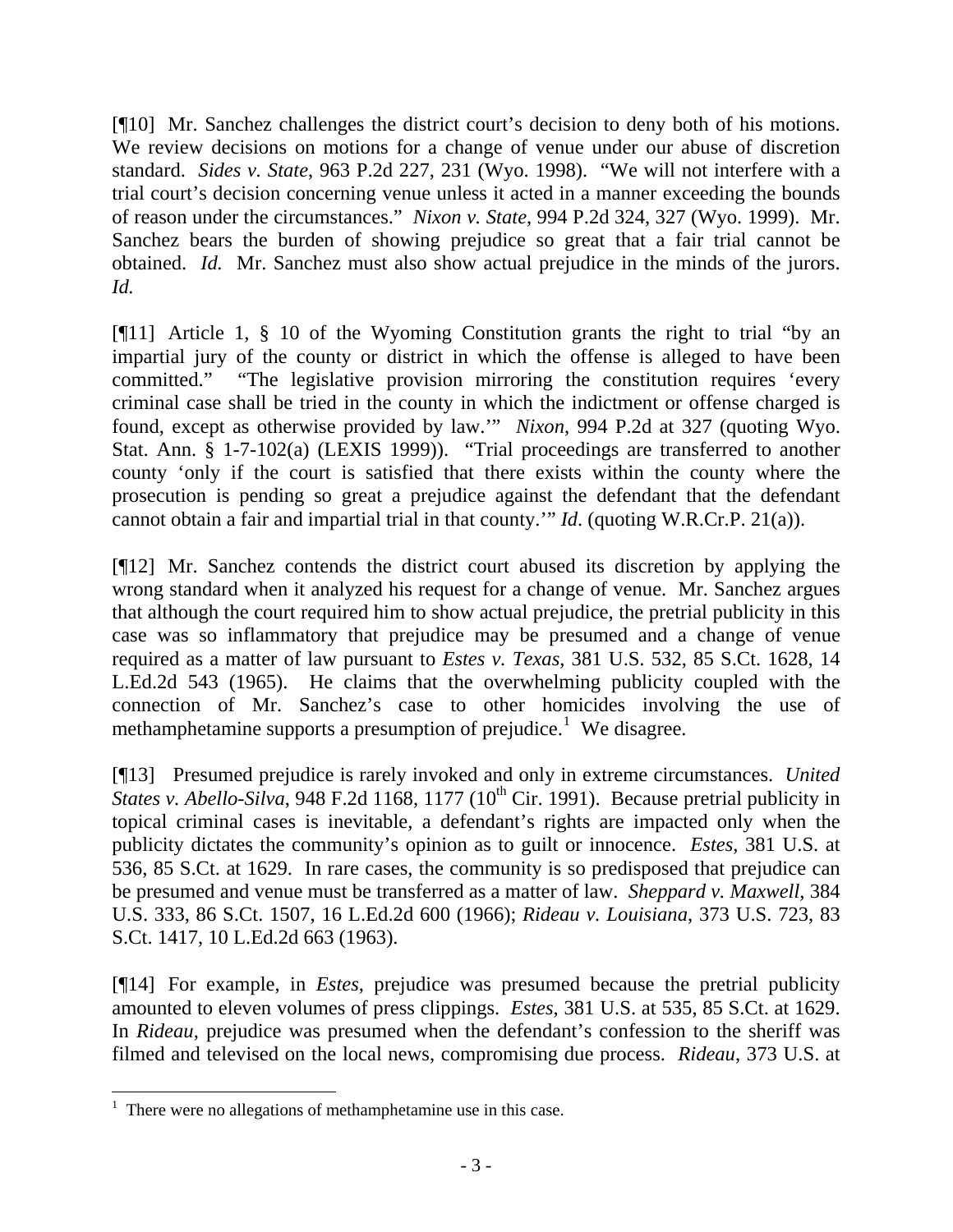[¶10] Mr. Sanchez challenges the district court's decision to deny both of his motions. We review decisions on motions for a change of venue under our abuse of discretion standard. *Sides v. State*, 963 P.2d 227, 231 (Wyo. 1998). "We will not interfere with a trial court's decision concerning venue unless it acted in a manner exceeding the bounds of reason under the circumstances." *Nixon v. State*, 994 P.2d 324, 327 (Wyo. 1999). Mr. Sanchez bears the burden of showing prejudice so great that a fair trial cannot be obtained. *Id.* Mr. Sanchez must also show actual prejudice in the minds of the jurors. *Id.*

[¶11] Article 1, § 10 of the Wyoming Constitution grants the right to trial "by an impartial jury of the county or district in which the offense is alleged to have been committed." "The legislative provision mirroring the constitution requires 'every criminal case shall be tried in the county in which the indictment or offense charged is found, except as otherwise provided by law.'" *Nixon*, 994 P.2d at 327 (quoting Wyo. Stat. Ann. § 1-7-102(a) (LEXIS 1999)). "Trial proceedings are transferred to another county 'only if the court is satisfied that there exists within the county where the prosecution is pending so great a prejudice against the defendant that the defendant cannot obtain a fair and impartial trial in that county.'" *Id*. (quoting W.R.Cr.P. 21(a)).

[¶12] Mr. Sanchez contends the district court abused its discretion by applying the wrong standard when it analyzed his request for a change of venue. Mr. Sanchez argues that although the court required him to show actual prejudice, the pretrial publicity in this case was so inflammatory that prejudice may be presumed and a change of venue required as a matter of law pursuant to *Estes v. Texas*, 381 U.S. 532, 85 S.Ct. 1628, 14 L.Ed.2d 543 (1965). He claims that the overwhelming publicity coupled with the connection of Mr. Sanchez's case to other homicides involving the use of methamphetamine supports a presumption of prejudice.[1] We disagree.

[¶13] Presumed prejudice is rarely invoked and only in extreme circumstances. *United States v. Abello-Silva*, 948 F.2d 1168, 1177 (10th Cir. 1991). Because pretrial publicity in topical criminal cases is inevitable, a defendant's rights are impacted only when the publicity dictates the community's opinion as to guilt or innocence. *Estes*, 381 U.S. at 536, 85 S.Ct. at 1629. In rare cases, the community is so predisposed that prejudice can be presumed and venue must be transferred as a matter of law. *Sheppard v. Maxwell*, 384 U.S. 333, 86 S.Ct. 1507, 16 L.Ed.2d 600 (1966); *Rideau v. Louisiana*, 373 U.S. 723, 83 S.Ct. 1417, 10 L.Ed.2d 663 (1963).

[¶14] For example, in *Estes*, prejudice was presumed because the pretrial publicity amounted to eleven volumes of press clippings. *Estes*, 381 U.S. at 535, 85 S.Ct. at 1629. In *Rideau*, prejudice was presumed when the defendant's confession to the sheriff was filmed and televised on the local news, compromising due process. *Rideau*, 373 U.S. at

[1] There were no allegations of methamphetamine use in this case.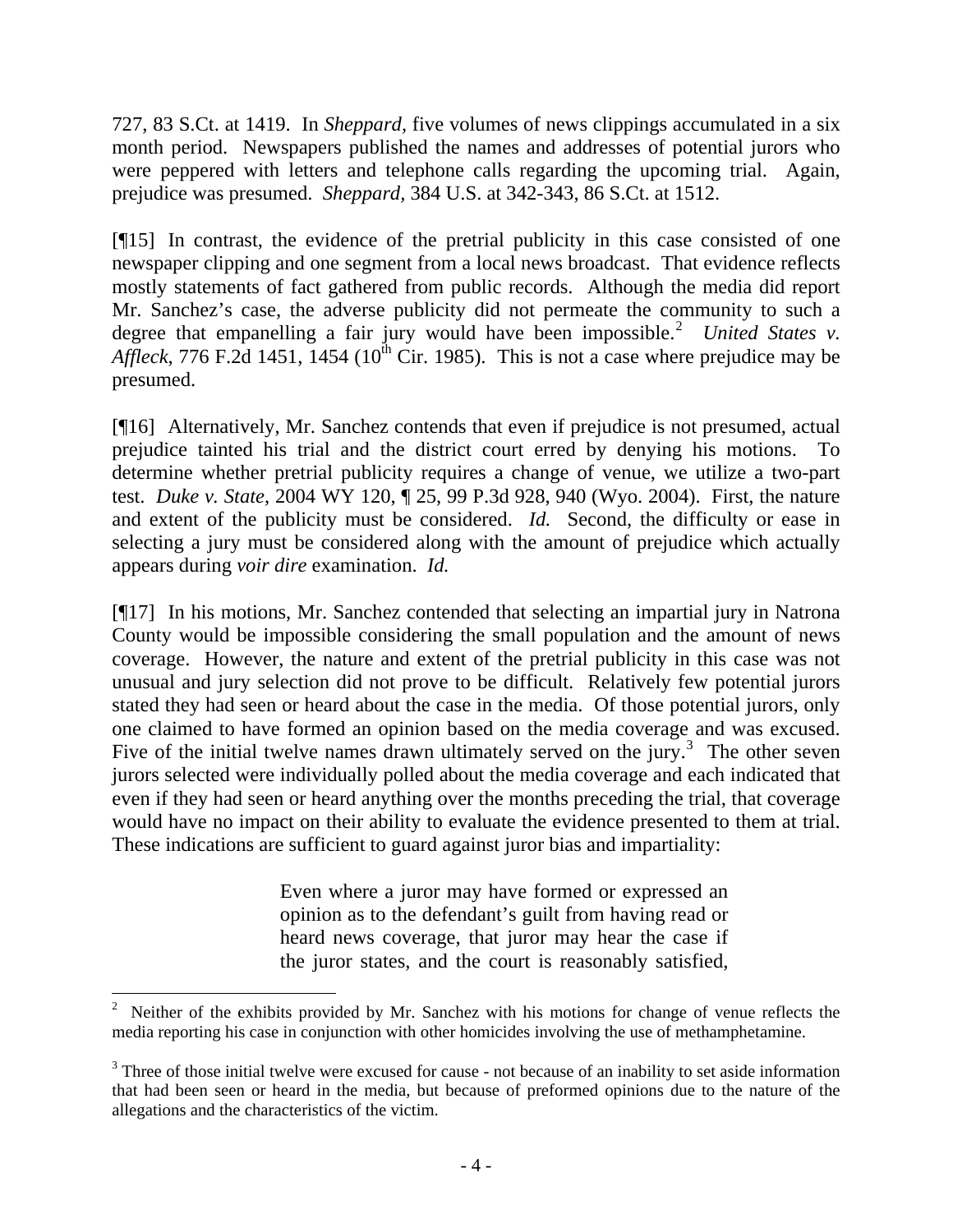727, 83 S.Ct. at 1419. In *Sheppard*, five volumes of news clippings accumulated in a six month period. Newspapers published the names and addresses of potential jurors who were peppered with letters and telephone calls regarding the upcoming trial. Again, prejudice was presumed. *Sheppard*, 384 U.S. at 342-343, 86 S.Ct. at 1512.

[¶15] In contrast, the evidence of the pretrial publicity in this case consisted of one newspaper clipping and one segment from a local news broadcast. That evidence reflects mostly statements of fact gathered from public records. Although the media did report Mr. Sanchez's case, the adverse publicity did not permeate the community to such a degree that empanelling a fair jury would have been impossible.[2] *United States v. Affleck*, 776 F.2d 1451, 1454 (10th Cir. 1985). This is not a case where prejudice may be presumed.

[¶16] Alternatively, Mr. Sanchez contends that even if prejudice is not presumed, actual prejudice tainted his trial and the district court erred by denying his motions. To determine whether pretrial publicity requires a change of venue, we utilize a two-part test. *Duke v. State*, 2004 WY 120, ¶ 25, 99 P.3d 928, 940 (Wyo. 2004). First, the nature and extent of the publicity must be considered. *Id.* Second, the difficulty or ease in selecting a jury must be considered along with the amount of prejudice which actually appears during *voir dire* examination. *Id.*

[¶17] In his motions, Mr. Sanchez contended that selecting an impartial jury in Natrona County would be impossible considering the small population and the amount of news coverage. However, the nature and extent of the pretrial publicity in this case was not unusual and jury selection did not prove to be difficult. Relatively few potential jurors stated they had seen or heard about the case in the media. Of those potential jurors, only one claimed to have formed an opinion based on the media coverage and was excused. Five of the initial twelve names drawn ultimately served on the jury.[3] The other seven jurors selected were individually polled about the media coverage and each indicated that even if they had seen or heard anything over the months preceding the trial, that coverage would have no impact on their ability to evaluate the evidence presented to them at trial. These indications are sufficient to guard against juror bias and impartiality:

> Even where a juror may have formed or expressed an opinion as to the defendant's guilt from having read or heard news coverage, that juror may hear the case if the juror states, and the court is reasonably satisfied,

---

[2] Neither of the exhibits provided by Mr. Sanchez with his motions for change of venue reflects the media reporting his case in conjunction with other homicides involving the use of methamphetamine.

[3] Three of those initial twelve were excused for cause - not because of an inability to set aside information that had been seen or heard in the media, but because of preformed opinions due to the nature of the allegations and the characteristics of the victim.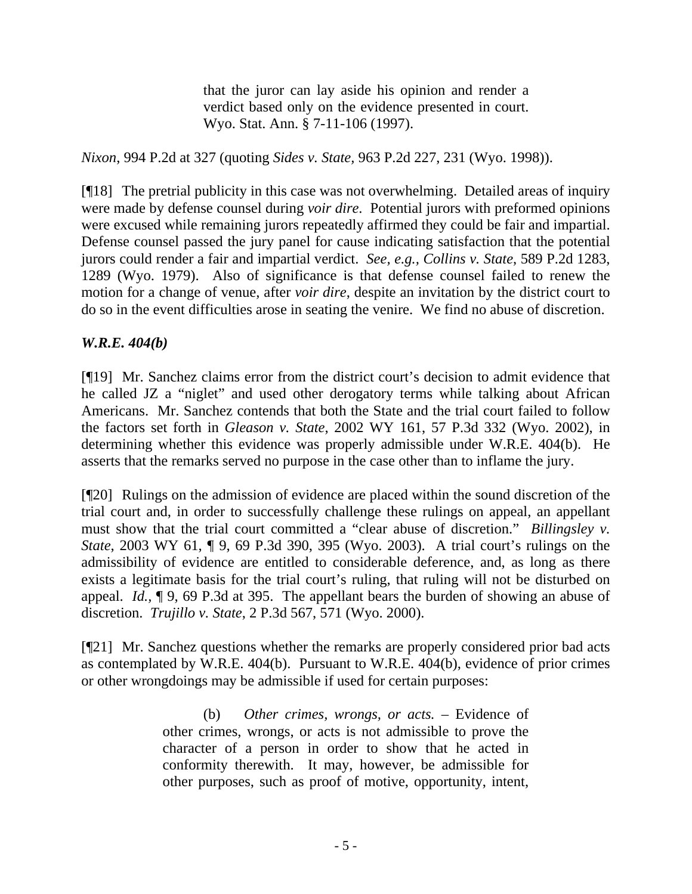> that the juror can lay aside his opinion and render a verdict based only on the evidence presented in court. Wyo. Stat. Ann. § 7-11-106 (1997).

*Nixon*, 994 P.2d at 327 (quoting *Sides v. State*, 963 P.2d 227, 231 (Wyo. 1998)).

[¶18] The pretrial publicity in this case was not overwhelming. Detailed areas of inquiry were made by defense counsel during *voir dire*. Potential jurors with preformed opinions were excused while remaining jurors repeatedly affirmed they could be fair and impartial. Defense counsel passed the jury panel for cause indicating satisfaction that the potential jurors could render a fair and impartial verdict. *See, e.g., Collins v. State*, 589 P.2d 1283, 1289 (Wyo. 1979). Also of significance is that defense counsel failed to renew the motion for a change of venue, after *voir dire*, despite an invitation by the district court to do so in the event difficulties arose in seating the venire. We find no abuse of discretion.

***W.R.E. 404(b)***

[¶19] Mr. Sanchez claims error from the district court's decision to admit evidence that he called JZ a "niglet" and used other derogatory terms while talking about African Americans. Mr. Sanchez contends that both the State and the trial court failed to follow the factors set forth in *Gleason v. State*, 2002 WY 161, 57 P.3d 332 (Wyo. 2002), in determining whether this evidence was properly admissible under W.R.E. 404(b). He asserts that the remarks served no purpose in the case other than to inflame the jury.

[¶20] Rulings on the admission of evidence are placed within the sound discretion of the trial court and, in order to successfully challenge these rulings on appeal, an appellant must show that the trial court committed a "clear abuse of discretion." *Billingsley v. State*, 2003 WY 61, ¶ 9, 69 P.3d 390, 395 (Wyo. 2003). A trial court's rulings on the admissibility of evidence are entitled to considerable deference, and, as long as there exists a legitimate basis for the trial court's ruling, that ruling will not be disturbed on appeal. *Id.*, ¶ 9, 69 P.3d at 395. The appellant bears the burden of showing an abuse of discretion. *Trujillo v. State*, 2 P.3d 567, 571 (Wyo. 2000).

[¶21] Mr. Sanchez questions whether the remarks are properly considered prior bad acts as contemplated by W.R.E. 404(b). Pursuant to W.R.E. 404(b), evidence of prior crimes or other wrongdoings may be admissible if used for certain purposes:

> (b) *Other crimes, wrongs, or acts.* – Evidence of other crimes, wrongs, or acts is not admissible to prove the character of a person in order to show that he acted in conformity therewith. It may, however, be admissible for other purposes, such as proof of motive, opportunity, intent,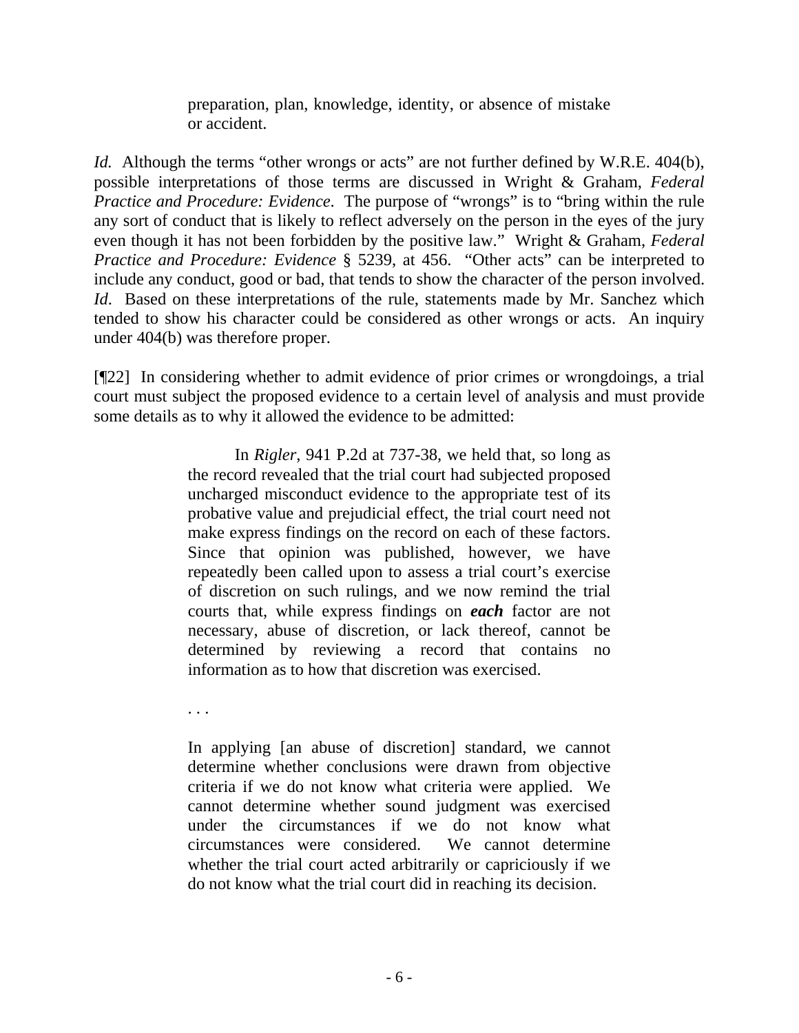> preparation, plan, knowledge, identity, or absence of mistake or accident.

*Id.* Although the terms "other wrongs or acts" are not further defined by W.R.E. 404(b), possible interpretations of those terms are discussed in Wright & Graham, *Federal Practice and Procedure: Evidence*. The purpose of "wrongs" is to "bring within the rule any sort of conduct that is likely to reflect adversely on the person in the eyes of the jury even though it has not been forbidden by the positive law." Wright & Graham, *Federal Practice and Procedure: Evidence* § 5239, at 456. "Other acts" can be interpreted to include any conduct, good or bad, that tends to show the character of the person involved. *Id*. Based on these interpretations of the rule, statements made by Mr. Sanchez which tended to show his character could be considered as other wrongs or acts. An inquiry under 404(b) was therefore proper.

[¶22] In considering whether to admit evidence of prior crimes or wrongdoings, a trial court must subject the proposed evidence to a certain level of analysis and must provide some details as to why it allowed the evidence to be admitted:

> In *Rigler*, 941 P.2d at 737-38, we held that, so long as the record revealed that the trial court had subjected proposed uncharged misconduct evidence to the appropriate test of its probative value and prejudicial effect, the trial court need not make express findings on the record on each of these factors. Since that opinion was published, however, we have repeatedly been called upon to assess a trial court's exercise of discretion on such rulings, and we now remind the trial courts that, while express findings on ***each*** factor are not necessary, abuse of discretion, or lack thereof, cannot be determined by reviewing a record that contains no information as to how that discretion was exercised.
>
> . . .
>
> In applying [an abuse of discretion] standard, we cannot determine whether conclusions were drawn from objective criteria if we do not know what criteria were applied. We cannot determine whether sound judgment was exercised under the circumstances if we do not know what circumstances were considered. We cannot determine whether the trial court acted arbitrarily or capriciously if we do not know what the trial court did in reaching its decision.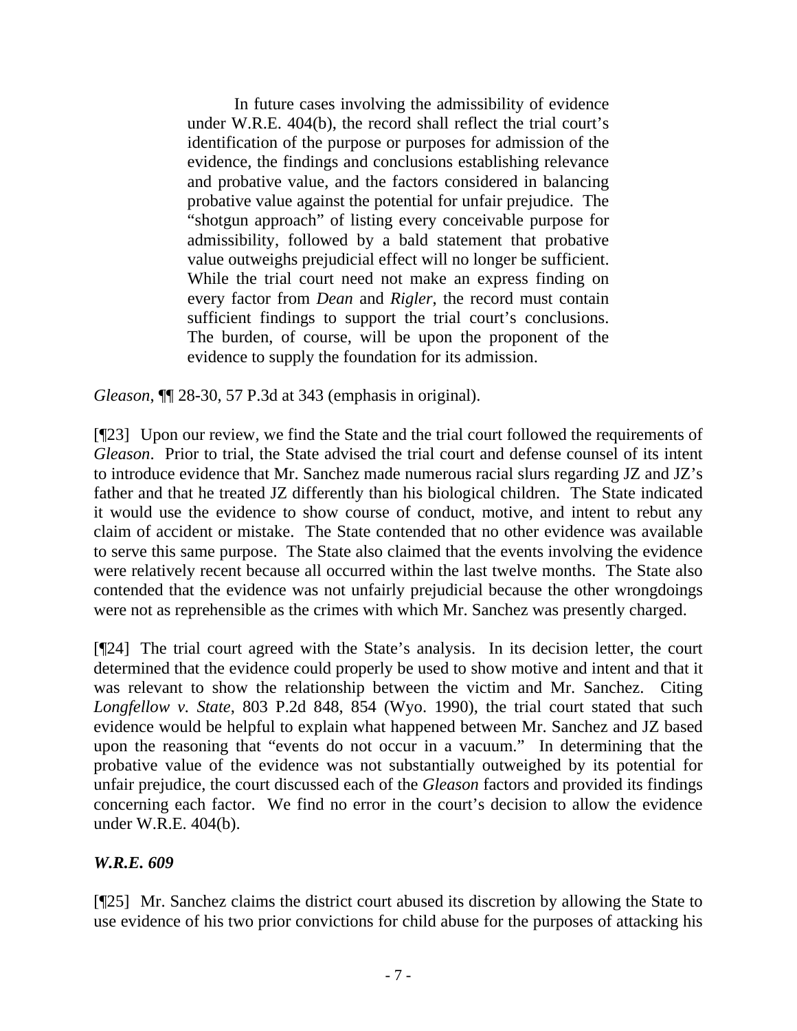> In future cases involving the admissibility of evidence under W.R.E. 404(b), the record shall reflect the trial court's identification of the purpose or purposes for admission of the evidence, the findings and conclusions establishing relevance and probative value, and the factors considered in balancing probative value against the potential for unfair prejudice. The "shotgun approach" of listing every conceivable purpose for admissibility, followed by a bald statement that probative value outweighs prejudicial effect will no longer be sufficient. While the trial court need not make an express finding on every factor from *Dean* and *Rigler*, the record must contain sufficient findings to support the trial court's conclusions. The burden, of course, will be upon the proponent of the evidence to supply the foundation for its admission.

*Gleason*, ¶¶ 28-30, 57 P.3d at 343 (emphasis in original).

[¶23] Upon our review, we find the State and the trial court followed the requirements of *Gleason*. Prior to trial, the State advised the trial court and defense counsel of its intent to introduce evidence that Mr. Sanchez made numerous racial slurs regarding JZ and JZ's father and that he treated JZ differently than his biological children. The State indicated it would use the evidence to show course of conduct, motive, and intent to rebut any claim of accident or mistake. The State contended that no other evidence was available to serve this same purpose. The State also claimed that the events involving the evidence were relatively recent because all occurred within the last twelve months. The State also contended that the evidence was not unfairly prejudicial because the other wrongdoings were not as reprehensible as the crimes with which Mr. Sanchez was presently charged.

[¶24] The trial court agreed with the State's analysis. In its decision letter, the court determined that the evidence could properly be used to show motive and intent and that it was relevant to show the relationship between the victim and Mr. Sanchez. Citing *Longfellow v. State*, 803 P.2d 848, 854 (Wyo. 1990), the trial court stated that such evidence would be helpful to explain what happened between Mr. Sanchez and JZ based upon the reasoning that "events do not occur in a vacuum." In determining that the probative value of the evidence was not substantially outweighed by its potential for unfair prejudice, the court discussed each of the *Gleason* factors and provided its findings concerning each factor. We find no error in the court's decision to allow the evidence under W.R.E. 404(b).

***W.R.E. 609***

[¶25] Mr. Sanchez claims the district court abused its discretion by allowing the State to use evidence of his two prior convictions for child abuse for the purposes of attacking his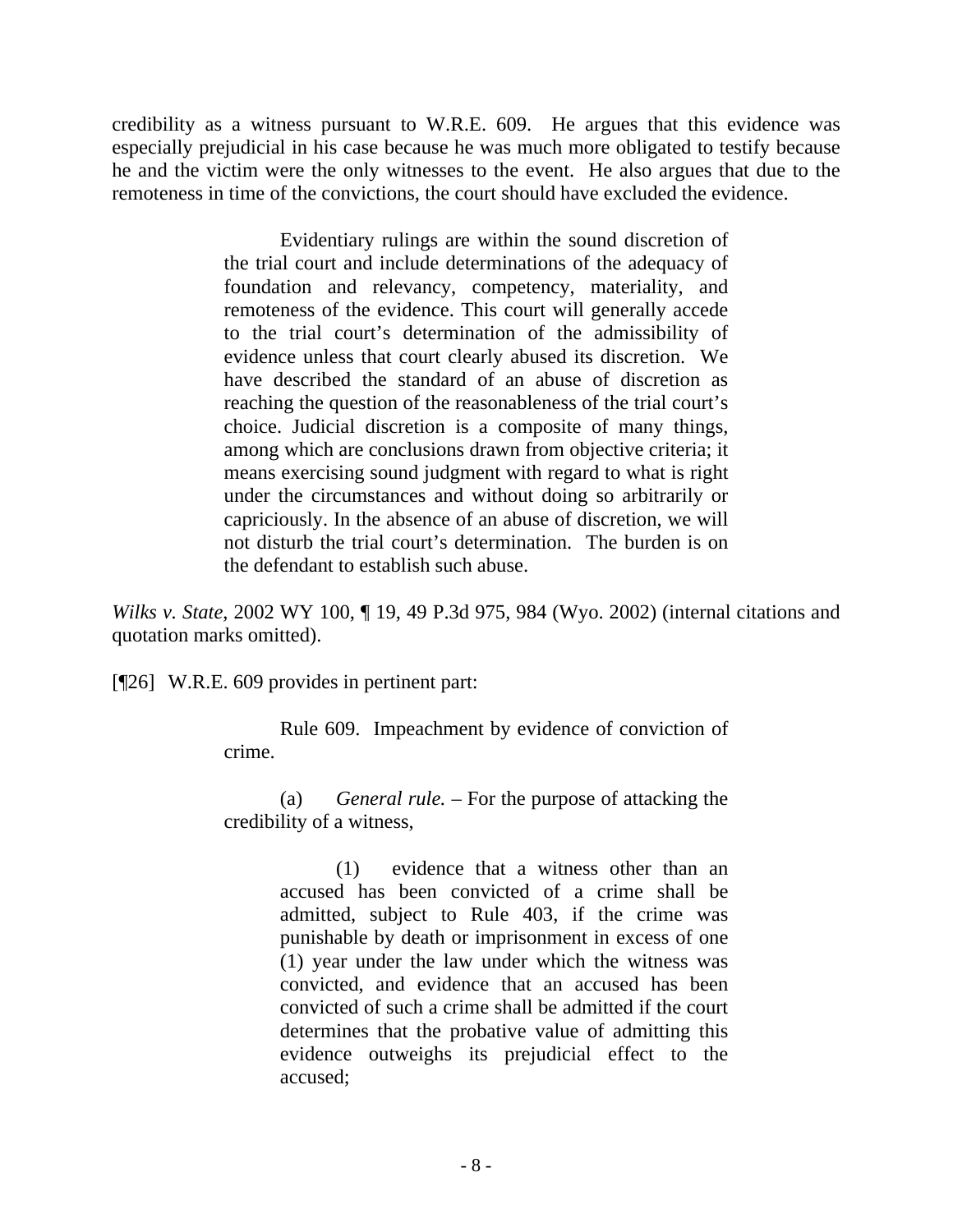credibility as a witness pursuant to W.R.E. 609. He argues that this evidence was especially prejudicial in his case because he was much more obligated to testify because he and the victim were the only witnesses to the event. He also argues that due to the remoteness in time of the convictions, the court should have excluded the evidence.

> Evidentiary rulings are within the sound discretion of the trial court and include determinations of the adequacy of foundation and relevancy, competency, materiality, and remoteness of the evidence. This court will generally accede to the trial court's determination of the admissibility of evidence unless that court clearly abused its discretion. We have described the standard of an abuse of discretion as reaching the question of the reasonableness of the trial court's choice. Judicial discretion is a composite of many things, among which are conclusions drawn from objective criteria; it means exercising sound judgment with regard to what is right under the circumstances and without doing so arbitrarily or capriciously. In the absence of an abuse of discretion, we will not disturb the trial court's determination. The burden is on the defendant to establish such abuse.

*Wilks v. State*, 2002 WY 100, ¶ 19, 49 P.3d 975, 984 (Wyo. 2002) (internal citations and quotation marks omitted).

[¶26] W.R.E. 609 provides in pertinent part:

> Rule 609. Impeachment by evidence of conviction of crime.
>
> (a) *General rule.* – For the purpose of attacking the credibility of a witness,
>
> > (1) evidence that a witness other than an accused has been convicted of a crime shall be admitted, subject to Rule 403, if the crime was punishable by death or imprisonment in excess of one (1) year under the law under which the witness was convicted, and evidence that an accused has been convicted of such a crime shall be admitted if the court determines that the probative value of admitting this evidence outweighs its prejudicial effect to the accused;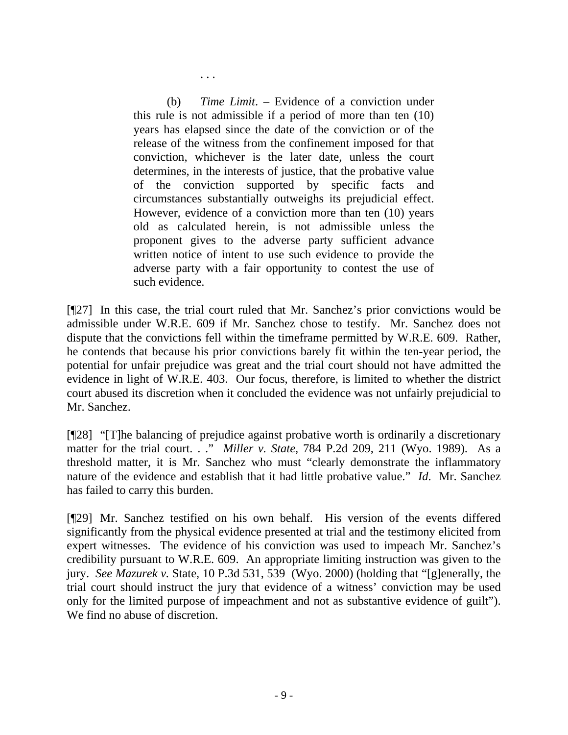> . . .
>
> (b) *Time Limit*. – Evidence of a conviction under this rule is not admissible if a period of more than ten (10) years has elapsed since the date of the conviction or of the release of the witness from the confinement imposed for that conviction, whichever is the later date, unless the court determines, in the interests of justice, that the probative value of the conviction supported by specific facts and circumstances substantially outweighs its prejudicial effect. However, evidence of a conviction more than ten (10) years old as calculated herein, is not admissible unless the proponent gives to the adverse party sufficient advance written notice of intent to use such evidence to provide the adverse party with a fair opportunity to contest the use of such evidence.

[¶27] In this case, the trial court ruled that Mr. Sanchez's prior convictions would be admissible under W.R.E. 609 if Mr. Sanchez chose to testify. Mr. Sanchez does not dispute that the convictions fell within the timeframe permitted by W.R.E. 609. Rather, he contends that because his prior convictions barely fit within the ten-year period, the potential for unfair prejudice was great and the trial court should not have admitted the evidence in light of W.R.E. 403. Our focus, therefore, is limited to whether the district court abused its discretion when it concluded the evidence was not unfairly prejudicial to Mr. Sanchez.

[¶28] "[T]he balancing of prejudice against probative worth is ordinarily a discretionary matter for the trial court. . ." *Miller v. State*, 784 P.2d 209, 211 (Wyo. 1989). As a threshold matter, it is Mr. Sanchez who must "clearly demonstrate the inflammatory nature of the evidence and establish that it had little probative value." *Id*. Mr. Sanchez has failed to carry this burden.

[¶29] Mr. Sanchez testified on his own behalf. His version of the events differed significantly from the physical evidence presented at trial and the testimony elicited from expert witnesses. The evidence of his conviction was used to impeach Mr. Sanchez's credibility pursuant to W.R.E. 609. An appropriate limiting instruction was given to the jury. *See Mazurek v.* State, 10 P.3d 531, 539 (Wyo. 2000) (holding that "[g]enerally, the trial court should instruct the jury that evidence of a witness' conviction may be used only for the limited purpose of impeachment and not as substantive evidence of guilt"). We find no abuse of discretion.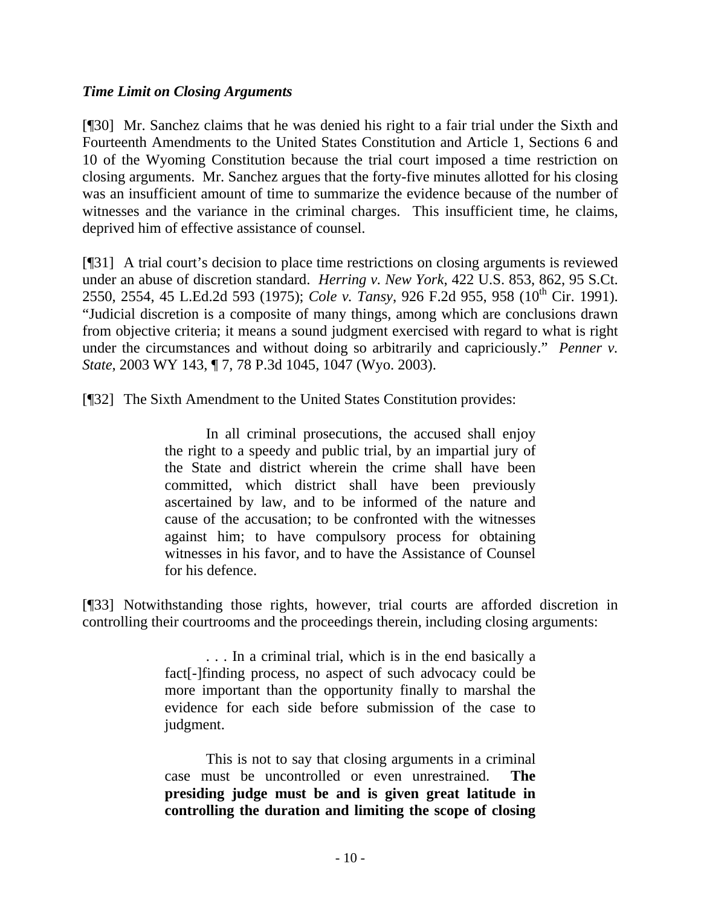***Time Limit on Closing Arguments***

[¶30] Mr. Sanchez claims that he was denied his right to a fair trial under the Sixth and Fourteenth Amendments to the United States Constitution and Article 1, Sections 6 and 10 of the Wyoming Constitution because the trial court imposed a time restriction on closing arguments. Mr. Sanchez argues that the forty-five minutes allotted for his closing was an insufficient amount of time to summarize the evidence because of the number of witnesses and the variance in the criminal charges. This insufficient time, he claims, deprived him of effective assistance of counsel.

[¶31] A trial court's decision to place time restrictions on closing arguments is reviewed under an abuse of discretion standard. *Herring v. New York*, 422 U.S. 853, 862, 95 S.Ct. 2550, 2554, 45 L.Ed.2d 593 (1975); *Cole v. Tansy*, 926 F.2d 955, 958 (10th Cir. 1991). "Judicial discretion is a composite of many things, among which are conclusions drawn from objective criteria; it means a sound judgment exercised with regard to what is right under the circumstances and without doing so arbitrarily and capriciously." *Penner v. State*, 2003 WY 143, ¶ 7, 78 P.3d 1045, 1047 (Wyo. 2003).

[¶32] The Sixth Amendment to the United States Constitution provides:

> In all criminal prosecutions, the accused shall enjoy the right to a speedy and public trial, by an impartial jury of the State and district wherein the crime shall have been committed, which district shall have been previously ascertained by law, and to be informed of the nature and cause of the accusation; to be confronted with the witnesses against him; to have compulsory process for obtaining witnesses in his favor, and to have the Assistance of Counsel for his defence.

[¶33] Notwithstanding those rights, however, trial courts are afforded discretion in controlling their courtrooms and the proceedings therein, including closing arguments:

> . . . In a criminal trial, which is in the end basically a fact[-]finding process, no aspect of such advocacy could be more important than the opportunity finally to marshal the evidence for each side before submission of the case to judgment.
>
> This is not to say that closing arguments in a criminal case must be uncontrolled or even unrestrained. **The presiding judge must be and is given great latitude in controlling the duration and limiting the scope of closing**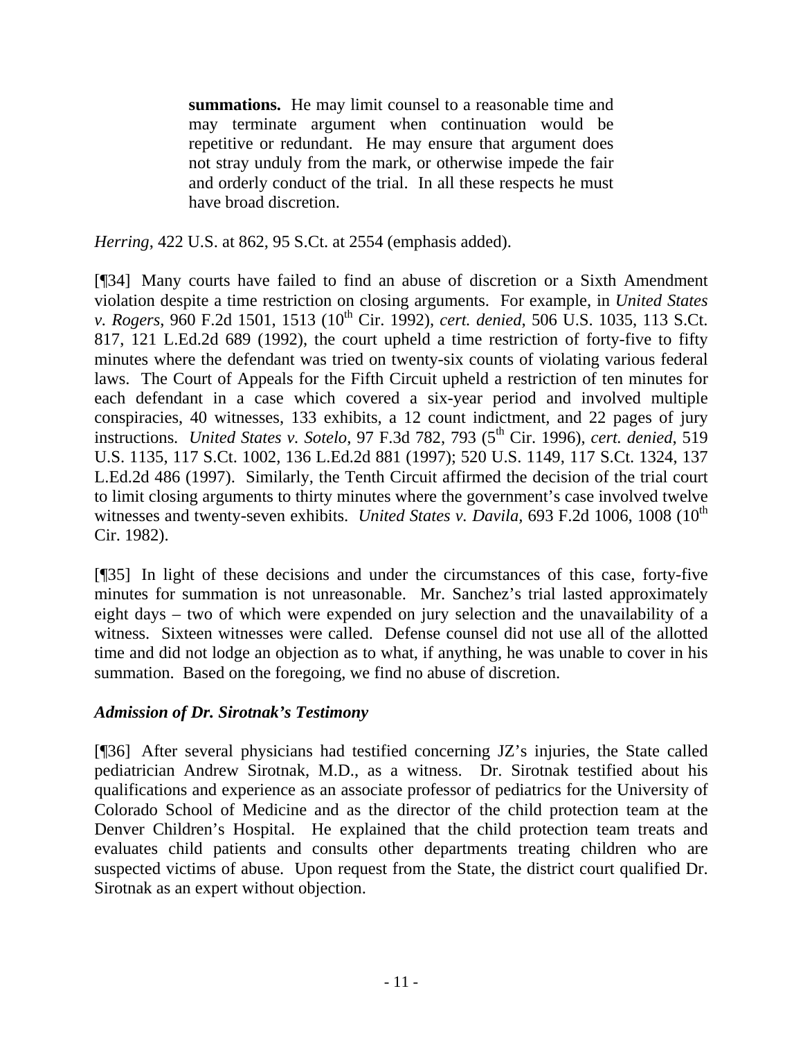> **summations.** He may limit counsel to a reasonable time and may terminate argument when continuation would be repetitive or redundant. He may ensure that argument does not stray unduly from the mark, or otherwise impede the fair and orderly conduct of the trial. In all these respects he must have broad discretion.

*Herring*, 422 U.S. at 862, 95 S.Ct. at 2554 (emphasis added).

[¶34] Many courts have failed to find an abuse of discretion or a Sixth Amendment violation despite a time restriction on closing arguments. For example, in *United States v. Rogers*, 960 F.2d 1501, 1513 (10th Cir. 1992), *cert. denied*, 506 U.S. 1035, 113 S.Ct. 817, 121 L.Ed.2d 689 (1992), the court upheld a time restriction of forty-five to fifty minutes where the defendant was tried on twenty-six counts of violating various federal laws. The Court of Appeals for the Fifth Circuit upheld a restriction of ten minutes for each defendant in a case which covered a six-year period and involved multiple conspiracies, 40 witnesses, 133 exhibits, a 12 count indictment, and 22 pages of jury instructions. *United States v. Sotelo,* 97 F.3d 782, 793 (5th Cir. 1996), *cert. denied*, 519 U.S. 1135, 117 S.Ct. 1002, 136 L.Ed.2d 881 (1997); 520 U.S. 1149, 117 S.Ct. 1324, 137 L.Ed.2d 486 (1997). Similarly, the Tenth Circuit affirmed the decision of the trial court to limit closing arguments to thirty minutes where the government's case involved twelve witnesses and twenty-seven exhibits. *United States v. Davila,* 693 F.2d 1006, 1008 (10th Cir. 1982).

[¶35] In light of these decisions and under the circumstances of this case, forty-five minutes for summation is not unreasonable. Mr. Sanchez's trial lasted approximately eight days – two of which were expended on jury selection and the unavailability of a witness. Sixteen witnesses were called. Defense counsel did not use all of the allotted time and did not lodge an objection as to what, if anything, he was unable to cover in his summation. Based on the foregoing, we find no abuse of discretion.

### *Admission of Dr. Sirotnak's Testimony*

[¶36] After several physicians had testified concerning JZ's injuries, the State called pediatrician Andrew Sirotnak, M.D., as a witness. Dr. Sirotnak testified about his qualifications and experience as an associate professor of pediatrics for the University of Colorado School of Medicine and as the director of the child protection team at the Denver Children's Hospital. He explained that the child protection team treats and evaluates child patients and consults other departments treating children who are suspected victims of abuse. Upon request from the State, the district court qualified Dr. Sirotnak as an expert without objection.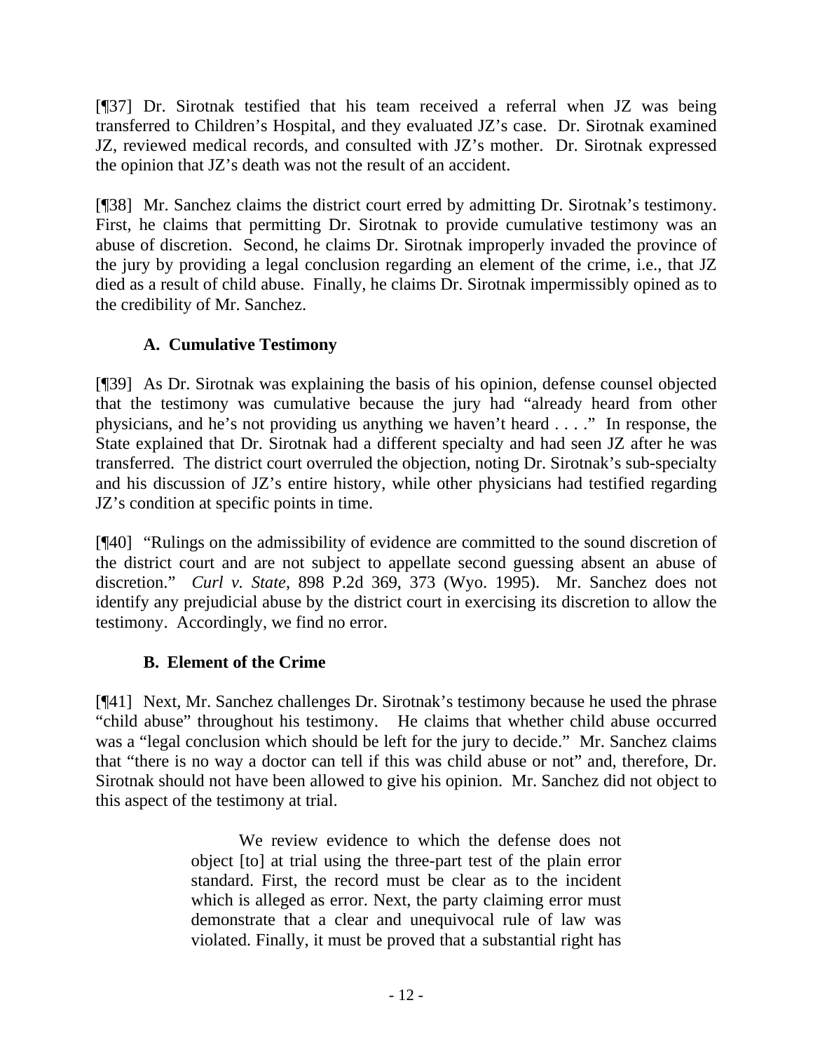[¶37] Dr. Sirotnak testified that his team received a referral when JZ was being transferred to Children's Hospital, and they evaluated JZ's case. Dr. Sirotnak examined JZ, reviewed medical records, and consulted with JZ's mother. Dr. Sirotnak expressed the opinion that JZ's death was not the result of an accident.

[¶38] Mr. Sanchez claims the district court erred by admitting Dr. Sirotnak's testimony. First, he claims that permitting Dr. Sirotnak to provide cumulative testimony was an abuse of discretion. Second, he claims Dr. Sirotnak improperly invaded the province of the jury by providing a legal conclusion regarding an element of the crime, i.e., that JZ died as a result of child abuse. Finally, he claims Dr. Sirotnak impermissibly opined as to the credibility of Mr. Sanchez.

### A. Cumulative Testimony

[¶39] As Dr. Sirotnak was explaining the basis of his opinion, defense counsel objected that the testimony was cumulative because the jury had "already heard from other physicians, and he's not providing us anything we haven't heard . . . ." In response, the State explained that Dr. Sirotnak had a different specialty and had seen JZ after he was transferred. The district court overruled the objection, noting Dr. Sirotnak's sub-specialty and his discussion of JZ's entire history, while other physicians had testified regarding JZ's condition at specific points in time.

[¶40] "Rulings on the admissibility of evidence are committed to the sound discretion of the district court and are not subject to appellate second guessing absent an abuse of discretion." *Curl v. State*, 898 P.2d 369, 373 (Wyo. 1995). Mr. Sanchez does not identify any prejudicial abuse by the district court in exercising its discretion to allow the testimony. Accordingly, we find no error.

### B. Element of the Crime

[¶41] Next, Mr. Sanchez challenges Dr. Sirotnak's testimony because he used the phrase "child abuse" throughout his testimony. He claims that whether child abuse occurred was a "legal conclusion which should be left for the jury to decide." Mr. Sanchez claims that "there is no way a doctor can tell if this was child abuse or not" and, therefore, Dr. Sirotnak should not have been allowed to give his opinion. Mr. Sanchez did not object to this aspect of the testimony at trial.

> We review evidence to which the defense does not object [to] at trial using the three-part test of the plain error standard. First, the record must be clear as to the incident which is alleged as error. Next, the party claiming error must demonstrate that a clear and unequivocal rule of law was violated. Finally, it must be proved that a substantial right has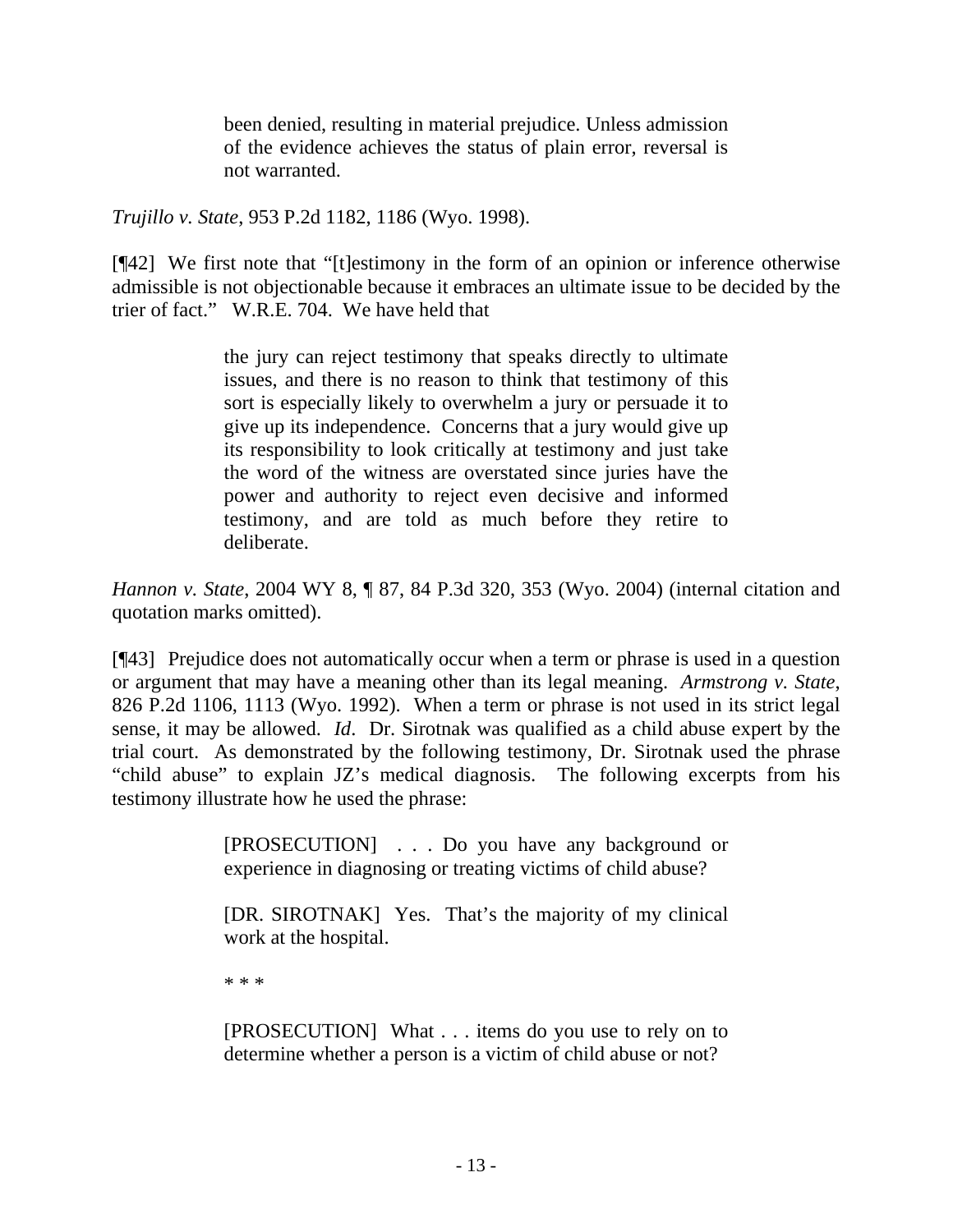> been denied, resulting in material prejudice. Unless admission of the evidence achieves the status of plain error, reversal is not warranted.

*Trujillo v. State*, 953 P.2d 1182, 1186 (Wyo. 1998).

[¶42] We first note that "[t]estimony in the form of an opinion or inference otherwise admissible is not objectionable because it embraces an ultimate issue to be decided by the trier of fact." W.R.E. 704. We have held that

> the jury can reject testimony that speaks directly to ultimate issues, and there is no reason to think that testimony of this sort is especially likely to overwhelm a jury or persuade it to give up its independence. Concerns that a jury would give up its responsibility to look critically at testimony and just take the word of the witness are overstated since juries have the power and authority to reject even decisive and informed testimony, and are told as much before they retire to deliberate.

*Hannon v. State*, 2004 WY 8, ¶ 87, 84 P.3d 320, 353 (Wyo. 2004) (internal citation and quotation marks omitted).

[¶43] Prejudice does not automatically occur when a term or phrase is used in a question or argument that may have a meaning other than its legal meaning. *Armstrong v. State*, 826 P.2d 1106, 1113 (Wyo. 1992). When a term or phrase is not used in its strict legal sense, it may be allowed. *Id*. Dr. Sirotnak was qualified as a child abuse expert by the trial court. As demonstrated by the following testimony, Dr. Sirotnak used the phrase "child abuse" to explain JZ's medical diagnosis. The following excerpts from his testimony illustrate how he used the phrase:

> [PROSECUTION] . . . Do you have any background or experience in diagnosing or treating victims of child abuse?
>
> [DR. SIROTNAK] Yes. That's the majority of my clinical work at the hospital.
>
> * * *
>
> [PROSECUTION] What . . . items do you use to rely on to determine whether a person is a victim of child abuse or not?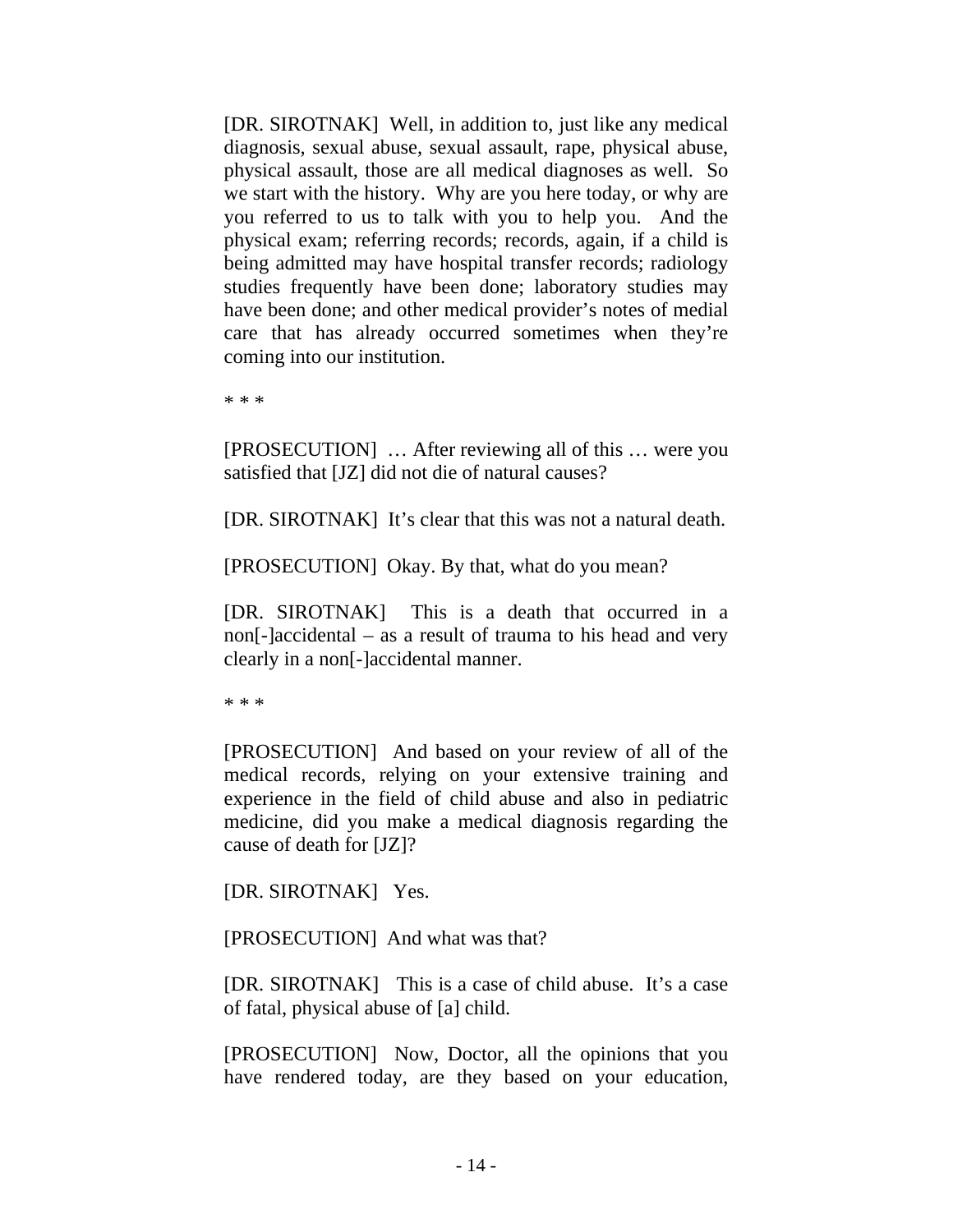[DR. SIROTNAK] Well, in addition to, just like any medical diagnosis, sexual abuse, sexual assault, rape, physical abuse, physical assault, those are all medical diagnoses as well. So we start with the history. Why are you here today, or why are you referred to us to talk with you to help you. And the physical exam; referring records; records, again, if a child is being admitted may have hospital transfer records; radiology studies frequently have been done; laboratory studies may have been done; and other medical provider's notes of medial care that has already occurred sometimes when they're coming into our institution.

* * *

[PROSECUTION] … After reviewing all of this … were you satisfied that [JZ] did not die of natural causes?

[DR. SIROTNAK] It's clear that this was not a natural death.

[PROSECUTION] Okay. By that, what do you mean?

[DR. SIROTNAK] This is a death that occurred in a non[-]accidental – as a result of trauma to his head and very clearly in a non[-]accidental manner.

* * *

[PROSECUTION] And based on your review of all of the medical records, relying on your extensive training and experience in the field of child abuse and also in pediatric medicine, did you make a medical diagnosis regarding the cause of death for [JZ]?

[DR. SIROTNAK] Yes.

[PROSECUTION] And what was that?

[DR. SIROTNAK] This is a case of child abuse. It's a case of fatal, physical abuse of [a] child.

[PROSECUTION] Now, Doctor, all the opinions that you have rendered today, are they based on your education,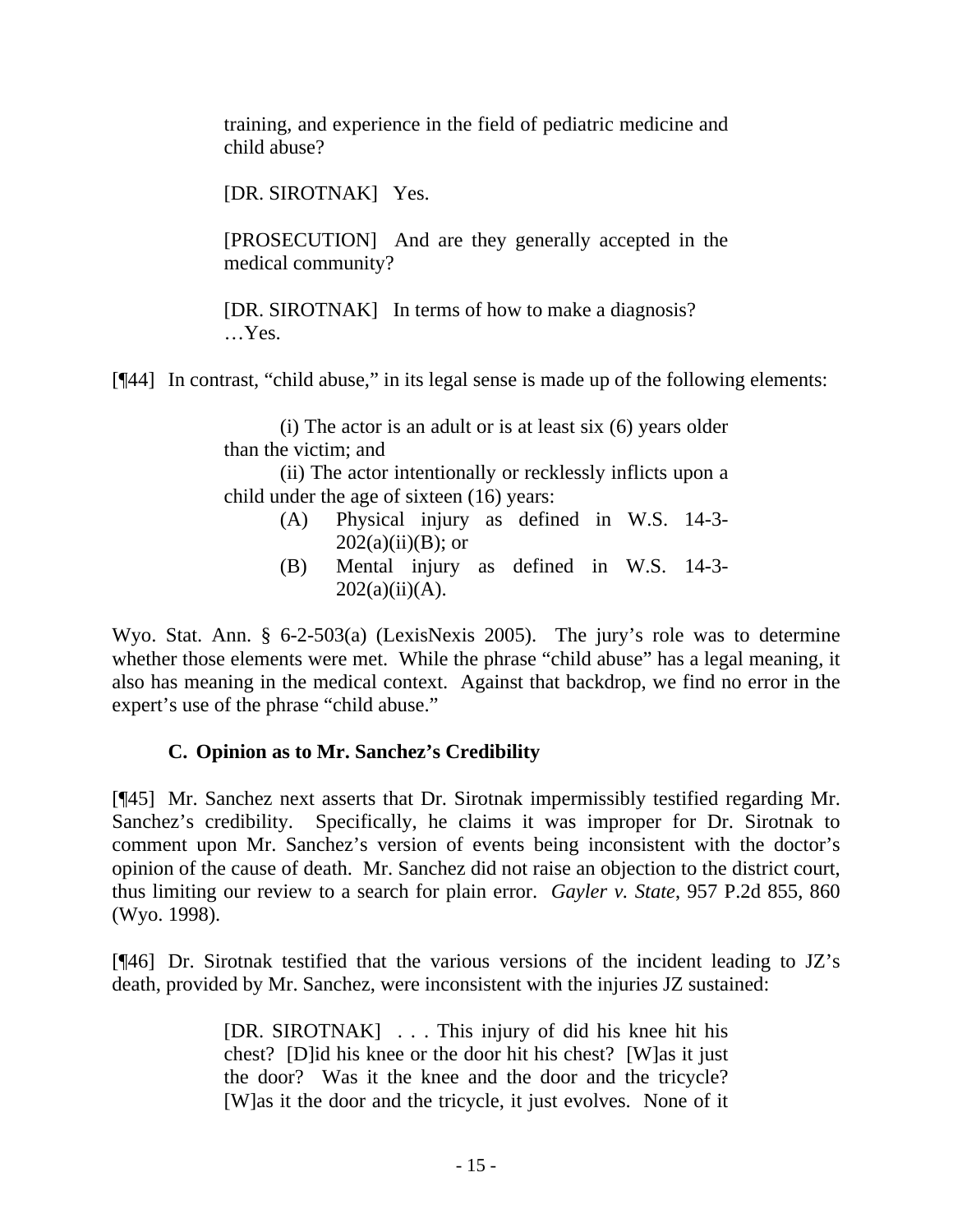> training, and experience in the field of pediatric medicine and child abuse?
>
> [DR. SIROTNAK] Yes.
>
> [PROSECUTION] And are they generally accepted in the medical community?
>
> [DR. SIROTNAK] In terms of how to make a diagnosis? …Yes.

[¶44] In contrast, "child abuse," in its legal sense is made up of the following elements:

> (i) The actor is an adult or is at least six (6) years older than the victim; and
>
> (ii) The actor intentionally or recklessly inflicts upon a child under the age of sixteen (16) years:
>
> (A) Physical injury as defined in W.S. 14-3-202(a)(ii)(B); or
>
> (B) Mental injury as defined in W.S. 14-3-202(a)(ii)(A).

Wyo. Stat. Ann. § 6-2-503(a) (LexisNexis 2005). The jury's role was to determine whether those elements were met. While the phrase "child abuse" has a legal meaning, it also has meaning in the medical context. Against that backdrop, we find no error in the expert's use of the phrase "child abuse."

### C. Opinion as to Mr. Sanchez's Credibility

[¶45] Mr. Sanchez next asserts that Dr. Sirotnak impermissibly testified regarding Mr. Sanchez's credibility. Specifically, he claims it was improper for Dr. Sirotnak to comment upon Mr. Sanchez's version of events being inconsistent with the doctor's opinion of the cause of death. Mr. Sanchez did not raise an objection to the district court, thus limiting our review to a search for plain error. *Gayler v. State*, 957 P.2d 855, 860 (Wyo. 1998).

[¶46] Dr. Sirotnak testified that the various versions of the incident leading to JZ's death, provided by Mr. Sanchez, were inconsistent with the injuries JZ sustained:

> [DR. SIROTNAK] . . . This injury of did his knee hit his chest? [D]id his knee or the door hit his chest? [W]as it just the door? Was it the knee and the door and the tricycle? [W]as it the door and the tricycle, it just evolves. None of it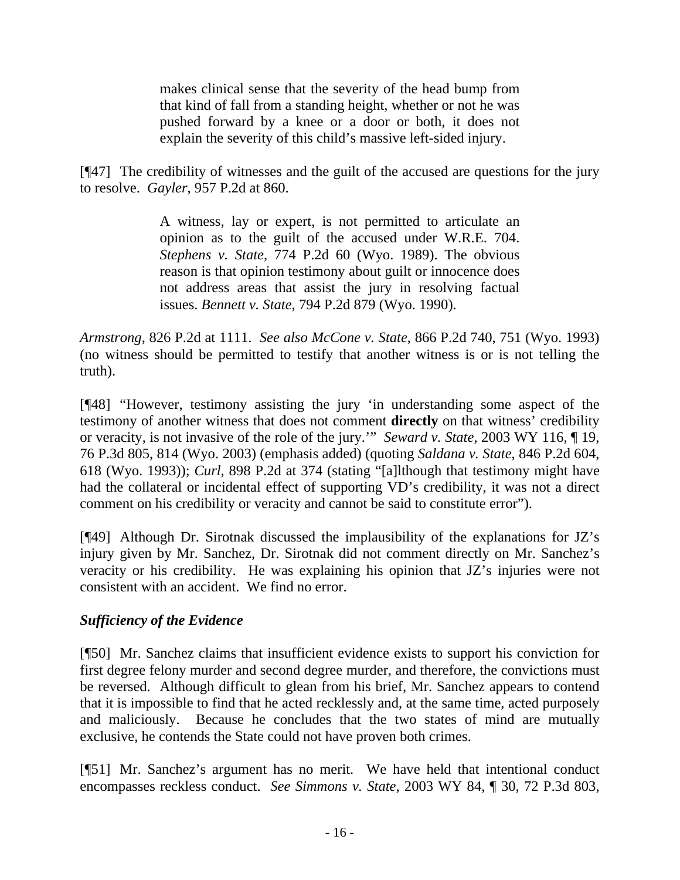> makes clinical sense that the severity of the head bump from that kind of fall from a standing height, whether or not he was pushed forward by a knee or a door or both, it does not explain the severity of this child's massive left-sided injury.

[¶47] The credibility of witnesses and the guilt of the accused are questions for the jury to resolve. *Gayler*, 957 P.2d at 860.

> A witness, lay or expert, is not permitted to articulate an opinion as to the guilt of the accused under W.R.E. 704. *Stephens v. State*, 774 P.2d 60 (Wyo. 1989). The obvious reason is that opinion testimony about guilt or innocence does not address areas that assist the jury in resolving factual issues. *Bennett v. State*, 794 P.2d 879 (Wyo. 1990).

*Armstrong*, 826 P.2d at 1111. *See also McCone v. State*, 866 P.2d 740, 751 (Wyo. 1993) (no witness should be permitted to testify that another witness is or is not telling the truth).

[¶48] "However, testimony assisting the jury 'in understanding some aspect of the testimony of another witness that does not comment **directly** on that witness' credibility or veracity, is not invasive of the role of the jury.'" *Seward v. State*, 2003 WY 116, ¶ 19, 76 P.3d 805, 814 (Wyo. 2003) (emphasis added) (quoting *Saldana v. State*, 846 P.2d 604, 618 (Wyo. 1993)); *Curl*, 898 P.2d at 374 (stating "[a]lthough that testimony might have had the collateral or incidental effect of supporting VD's credibility, it was not a direct comment on his credibility or veracity and cannot be said to constitute error").

[¶49] Although Dr. Sirotnak discussed the implausibility of the explanations for JZ's injury given by Mr. Sanchez, Dr. Sirotnak did not comment directly on Mr. Sanchez's veracity or his credibility. He was explaining his opinion that JZ's injuries were not consistent with an accident. We find no error.

### *Sufficiency of the Evidence*

[¶50] Mr. Sanchez claims that insufficient evidence exists to support his conviction for first degree felony murder and second degree murder, and therefore, the convictions must be reversed. Although difficult to glean from his brief, Mr. Sanchez appears to contend that it is impossible to find that he acted recklessly and, at the same time, acted purposely and maliciously. Because he concludes that the two states of mind are mutually exclusive, he contends the State could not have proven both crimes.

[¶51] Mr. Sanchez's argument has no merit. We have held that intentional conduct encompasses reckless conduct. *See Simmons v. State*, 2003 WY 84, ¶ 30, 72 P.3d 803,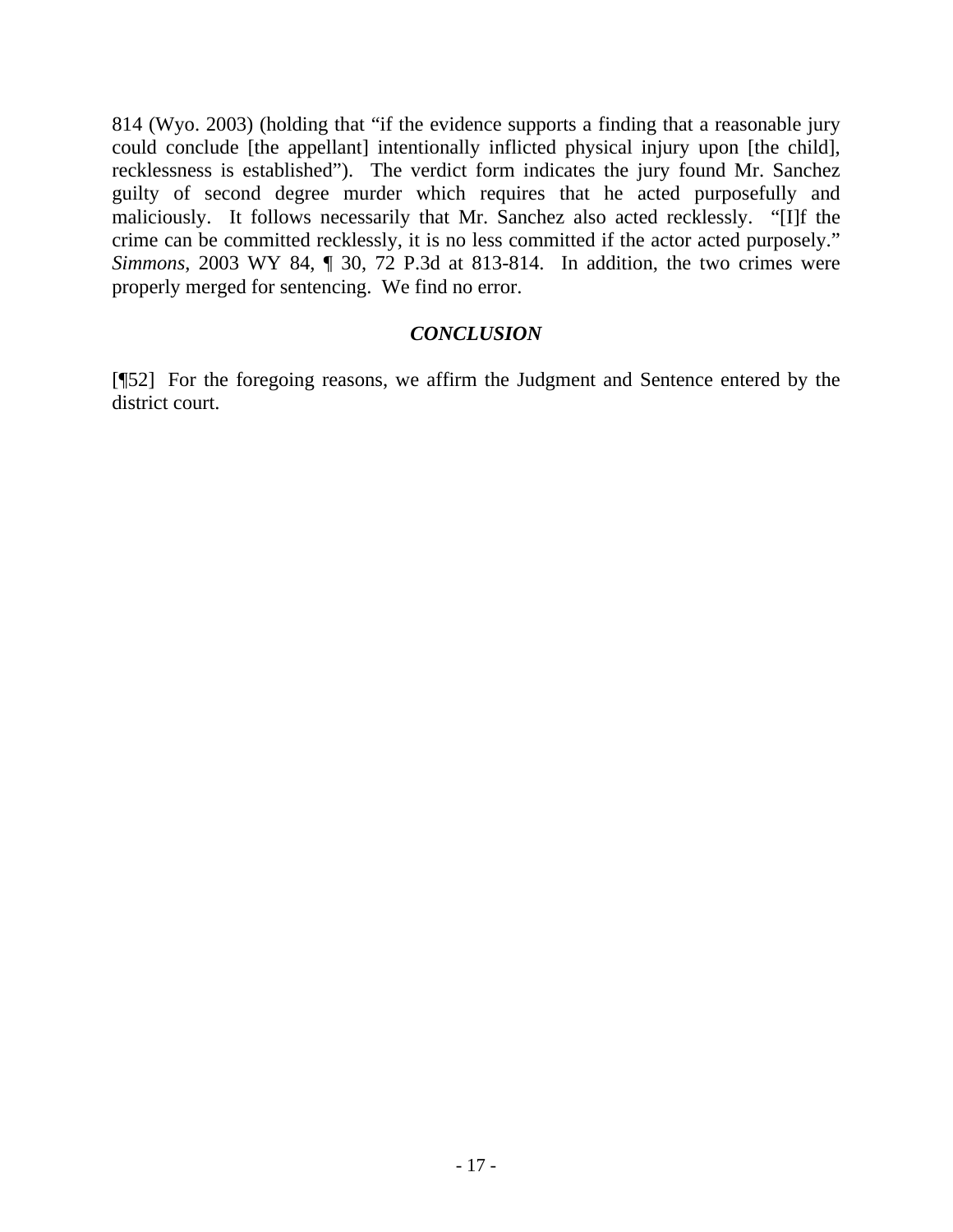814 (Wyo. 2003) (holding that "if the evidence supports a finding that a reasonable jury could conclude [the appellant] intentionally inflicted physical injury upon [the child], recklessness is established"). The verdict form indicates the jury found Mr. Sanchez guilty of second degree murder which requires that he acted purposefully and maliciously. It follows necessarily that Mr. Sanchez also acted recklessly. "[I]f the crime can be committed recklessly, it is no less committed if the actor acted purposely." *Simmons*, 2003 WY 84, ¶ 30, 72 P.3d at 813-814. In addition, the two crimes were properly merged for sentencing. We find no error.

## *CONCLUSION*

[¶52] For the foregoing reasons, we affirm the Judgment and Sentence entered by the district court.